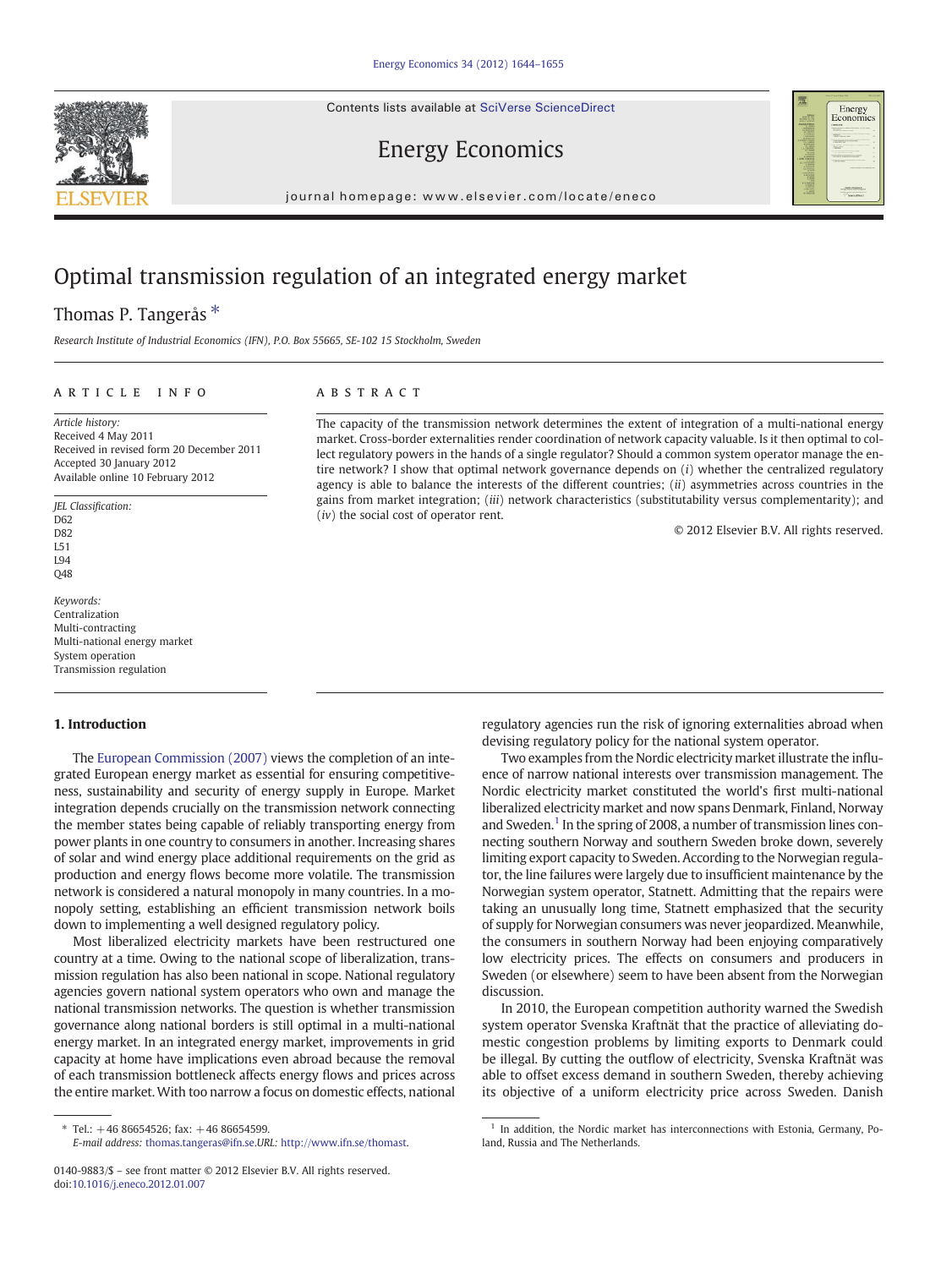# Optimal transmission regulation of an integrated energy market

Thomas P. Tangerås *

*Research Institute of Industrial Economics (IFN), P.O. Box 55665, SE-102 15 Stockholm, Sweden*

## ARTICLE INFO

*Article history:*
Received 4 May 2011
Received in revised form 20 December 2011
Accepted 30 January 2012
Available online 10 February 2012

*JEL Classification:*
D62
D82
L51
L94
Q48

*Keywords:*
Centralization
Multi-contracting
Multi-national energy market
System operation
Transmission regulation

## ABSTRACT

The capacity of the transmission network determines the extent of integration of a multi-national energy market. Cross-border externalities render coordination of network capacity valuable. Is it then optimal to collect regulatory powers in the hands of a single regulator? Should a common system operator manage the entire network? I show that optimal network governance depends on (*i*) whether the centralized regulatory agency is able to balance the interests of the different countries; (*ii*) asymmetries across countries in the gains from market integration; (*iii*) network characteristics (substitutability versus complementarity); and (*iv*) the social cost of operator rent.

© 2012 Elsevier B.V. All rights reserved.

## 1. Introduction

The European Commission (2007) views the completion of an integrated European energy market as essential for ensuring competitiveness, sustainability and security of energy supply in Europe. Market integration depends crucially on the transmission network connecting the member states being capable of reliably transporting energy from power plants in one country to consumers in another. Increasing shares of solar and wind energy place additional requirements on the grid as production and energy flows become more volatile. The transmission network is considered a natural monopoly in many countries. In a monopoly setting, establishing an efficient transmission network boils down to implementing a well designed regulatory policy.

Most liberalized electricity markets have been restructured one country at a time. Owing to the national scope of liberalization, transmission regulation has also been national in scope. National regulatory agencies govern national system operators who own and manage the national transmission networks. The question is whether transmission governance along national borders is still optimal in a multi-national energy market. In an integrated energy market, improvements in grid capacity at home have implications even abroad because the removal of each transmission bottleneck affects energy flows and prices across the entire market. With too narrow a focus on domestic effects, national regulatory agencies run the risk of ignoring externalities abroad when devising regulatory policy for the national system operator.

Two examples from the Nordic electricity market illustrate the influence of narrow national interests over transmission management. The Nordic electricity market constituted the world's first multi-national liberalized electricity market and now spans Denmark, Finland, Norway and Sweden.[1] In the spring of 2008, a number of transmission lines connecting southern Norway and southern Sweden broke down, severely limiting export capacity to Sweden. According to the Norwegian regulator, the line failures were largely due to insufficient maintenance by the Norwegian system operator, Statnett. Admitting that the repairs were taking an unusually long time, Statnett emphasized that the security of supply for Norwegian consumers was never jeopardized. Meanwhile, the consumers in southern Norway had been enjoying comparatively low electricity prices. The effects on consumers and producers in Sweden (or elsewhere) seem to have been absent from the Norwegian discussion.

In 2010, the European competition authority warned the Swedish system operator Svenska Kraftnät that the practice of alleviating domestic congestion problems by limiting exports to Denmark could be illegal. By cutting the outflow of electricity, Svenska Kraftnät was able to offset excess demand in southern Sweden, thereby achieving its objective of a uniform electricity price across Sweden. Danish

---

* Tel.: +46 86654526; fax: +46 86654599.
E-mail address: thomas.tangeras@ifn.se. URL: http://www.ifn.se/thomast.

[1] In addition, the Nordic market has interconnections with Estonia, Germany, Poland, Russia and The Netherlands.

0140-9883/$ – see front matter © 2012 Elsevier B.V. All rights reserved.
doi:10.1016/j.eneco.2012.01.007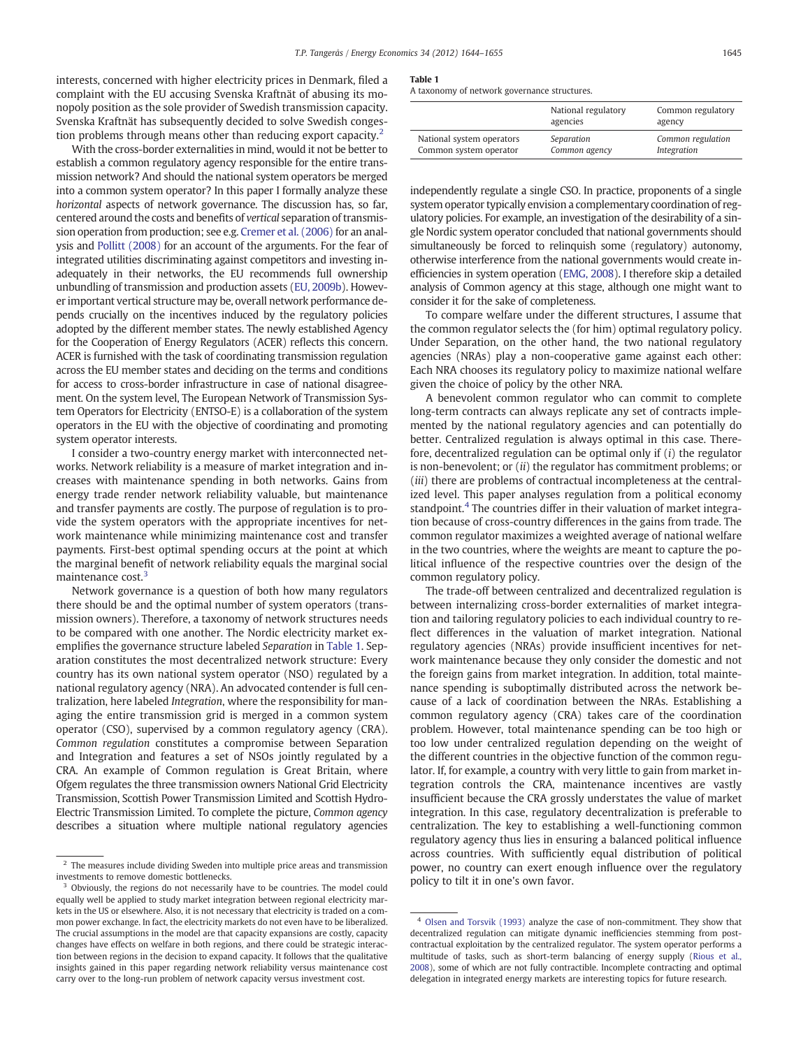interests, concerned with higher electricity prices in Denmark, filed a complaint with the EU accusing Svenska Kraftnät of abusing its monopoly position as the sole provider of Swedish transmission capacity. Svenska Kraftnät has subsequently decided to solve Swedish congestion problems through means other than reducing export capacity.[2]

With the cross-border externalities in mind, would it not be better to establish a common regulatory agency responsible for the entire transmission network? And should the national system operators be merged into a common system operator? In this paper I formally analyze these *horizontal* aspects of network governance. The discussion has, so far, centered around the costs and benefits of *vertical* separation of transmission operation from production; see e.g. Cremer et al. (2006) for an analysis and Pollitt (2008) for an account of the arguments. For the fear of integrated utilities discriminating against competitors and investing inadequately in their networks, the EU recommends full ownership unbundling of transmission and production assets (EU, 2009b). However important vertical structure may be, overall network performance depends crucially on the incentives induced by the regulatory policies adopted by the different member states. The newly established Agency for the Cooperation of Energy Regulators (ACER) reflects this concern. ACER is furnished with the task of coordinating transmission regulation across the EU member states and deciding on the terms and conditions for access to cross-border infrastructure in case of national disagreement. On the system level, The European Network of Transmission System Operators for Electricity (ENTSO-E) is a collaboration of the system operators in the EU with the objective of coordinating and promoting system operator interests.

I consider a two-country energy market with interconnected networks. Network reliability is a measure of market integration and increases with maintenance spending in both networks. Gains from energy trade render network reliability valuable, but maintenance and transfer payments are costly. The purpose of regulation is to provide the system operators with the appropriate incentives for network maintenance while minimizing maintenance cost and transfer payments. First-best optimal spending occurs at the point at which the marginal benefit of network reliability equals the marginal social maintenance cost.[3]

Network governance is a question of both how many regulators there should be and the optimal number of system operators (transmission owners). Therefore, a taxonomy of network structures needs to be compared with one another. The Nordic electricity market exemplifies the governance structure labeled *Separation* in Table 1. Separation constitutes the most decentralized network structure: Every country has its own national system operator (NSO) regulated by a national regulatory agency (NRA). An advocated contender is full centralization, here labeled *Integration*, where the responsibility for managing the entire transmission grid is merged in a common system operator (CSO), supervised by a common regulatory agency (CRA). *Common regulation* constitutes a compromise between Separation and Integration and features a set of NSOs jointly regulated by a CRA. An example of Common regulation is Great Britain, where Ofgem regulates the three transmission owners National Grid Electricity Transmission, Scottish Power Transmission Limited and Scottish Hydro-Electric Transmission Limited. To complete the picture, *Common agency* describes a situation where multiple national regulatory agencies independently regulate a single CSO. In practice, proponents of a single system operator typically envision a complementary coordination of regulatory policies. For example, an investigation of the desirability of a single Nordic system operator concluded that national governments should simultaneously be forced to relinquish some (regulatory) autonomy, otherwise interference from the national governments would create inefficiencies in system operation (EMG, 2008). I therefore skip a detailed analysis of Common agency at this stage, although one might want to consider it for the sake of completeness.

**Table 1**
A taxonomy of network governance structures.

| | National regulatory agencies | Common regulatory agency |
|---|---|---|
| National system operators | *Separation* | *Common regulation* |
| Common system operator | *Common agency* | *Integration* |

To compare welfare under the different structures, I assume that the common regulator selects the (for him) optimal regulatory policy. Under Separation, on the other hand, the two national regulatory agencies (NRAs) play a non-cooperative game against each other: Each NRA chooses its regulatory policy to maximize national welfare given the choice of policy by the other NRA.

A benevolent common regulator who can commit to complete long-term contracts can always replicate any set of contracts implemented by the national regulatory agencies and can potentially do better. Centralized regulation is always optimal in this case. Therefore, decentralized regulation can be optimal only if (*i*) the regulator is non-benevolent; or (*ii*) the regulator has commitment problems; or (*iii*) there are problems of contractual incompleteness at the centralized level. This paper analyses regulation from a political economy standpoint.[4] The countries differ in their valuation of market integration because of cross-country differences in the gains from trade. The common regulator maximizes a weighted average of national welfare in the two countries, where the weights are meant to capture the political influence of the respective countries over the design of the common regulatory policy.

The trade-off between centralized and decentralized regulation is between internalizing cross-border externalities of market integration and tailoring regulatory policies to each individual country to reflect differences in the valuation of market integration. National regulatory agencies (NRAs) provide insufficient incentives for network maintenance because they only consider the domestic and not the foreign gains from market integration. In addition, total maintenance spending is suboptimally distributed across the network because of a lack of coordination between the NRAs. Establishing a common regulatory agency (CRA) takes care of the coordination problem. However, total maintenance spending can be too high or too low under centralized regulation depending on the weight of the different countries in the objective function of the common regulator. If, for example, a country with very little to gain from market integration controls the CRA, maintenance incentives are vastly insufficient because the CRA grossly understates the value of market integration. In this case, regulatory decentralization is preferable to centralization. The key to establishing a well-functioning common regulatory agency thus lies in ensuring a balanced political influence across countries. With sufficiently equal distribution of political power, no country can exert enough influence over the regulatory policy to tilt it in one's own favor.

---

[2] The measures include dividing Sweden into multiple price areas and transmission investments to remove domestic bottlenecks.

[3] Obviously, the regions do not necessarily have to be countries. The model could equally well be applied to study market integration between regional electricity markets in the US or elsewhere. Also, it is not necessary that electricity is traded on a common power exchange. In fact, the electricity markets do not even have to be liberalized. The crucial assumptions in the model are that capacity expansions are costly, capacity changes have effects on welfare in both regions, and there could be strategic interaction between regions in the decision to expand capacity. It follows that the qualitative insights gained in this paper regarding network reliability versus maintenance cost carry over to the long-run problem of network capacity versus investment cost.

[4] Olsen and Torsvik (1993) analyze the case of non-commitment. They show that decentralized regulation can mitigate dynamic inefficiencies stemming from post-contractual exploitation by the centralized regulator. The system operator performs a multitude of tasks, such as short-term balancing of energy supply (Rious et al., 2008), some of which are not fully contractible. Incomplete contracting and optimal delegation in integrated energy markets are interesting topics for future research.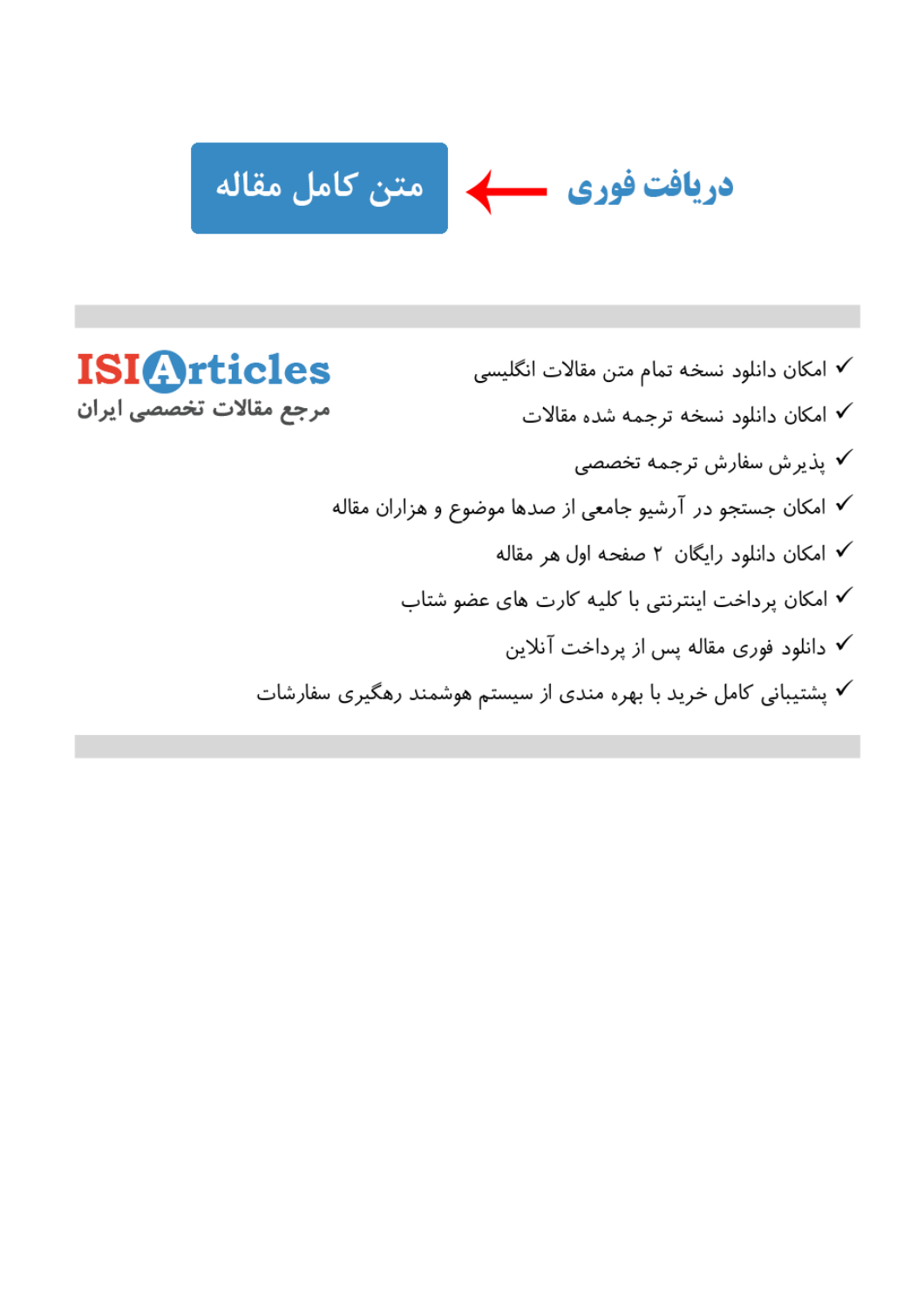دریافت فوری ← **متن کامل مقاله**

**ISIArticles**
مرجع مقالات تخصصی ایران

- ✓ امکان دانلود نسخه تمام متن مقالات انگلیسی
- ✓ امکان دانلود نسخه ترجمه شده مقالات
- ✓ پذیرش سفارش ترجمه تخصصی
- ✓ امکان جستجو در آرشیو جامعی از صدها موضوع و هزاران مقاله
- ✓ امکان دانلود رایگان ۲ صفحه اول هر مقاله
- ✓ امکان پرداخت اینترنتی با کلیه کارت های عضو شتاب
- ✓ دانلود فوری مقاله پس از پرداخت آنلاین
- ✓ پشتیبانی کامل خرید با بهره مندی از سیستم هوشمند رهگیری سفارشات